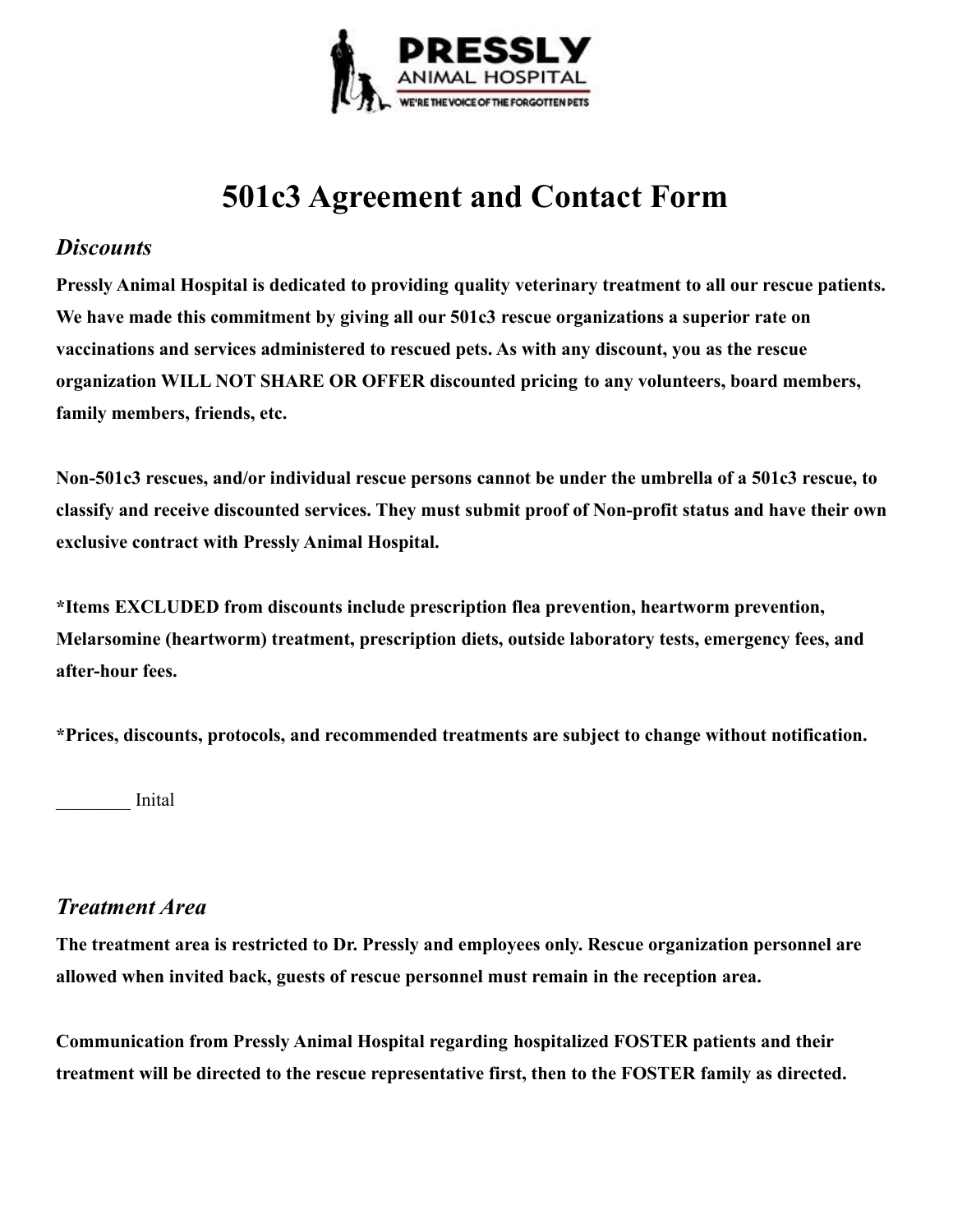# 501c3 Agreement and Contact Form

## *Discounts*

**Pressly Animal Hospital is dedicated to providing quality veterinary treatment to all our rescue patients. We have made this commitment by giving all our 501c3 rescue organizations a superior rate on vaccinations and services administered to rescued pets. As with any discount, you as the rescue organization WILL NOT SHARE OR OFFER discounted pricing to any volunteers, board members, family members, friends, etc.**

**Non-501c3 rescues, and/or individual rescue persons cannot be under the umbrella of a 501c3 rescue, to classify and receive discounted services. They must submit proof of Non-profit status and have their own exclusive contract with Pressly Animal Hospital.**

**\*Items EXCLUDED from discounts include prescription flea prevention, heartworm prevention, Melarsomine (heartworm) treatment, prescription diets, outside laboratory tests, emergency fees, and after-hour fees.**

**\*Prices, discounts, protocols, and recommended treatments are subject to change without notification.**

________ Inital

## *Treatment Area*

**The treatment area is restricted to Dr. Pressly and employees only. Rescue organization personnel are allowed when invited back, guests of rescue personnel must remain in the reception area.**

**Communication from Pressly Animal Hospital regarding hospitalized FOSTER patients and their treatment will be directed to the rescue representative first, then to the FOSTER family as directed.**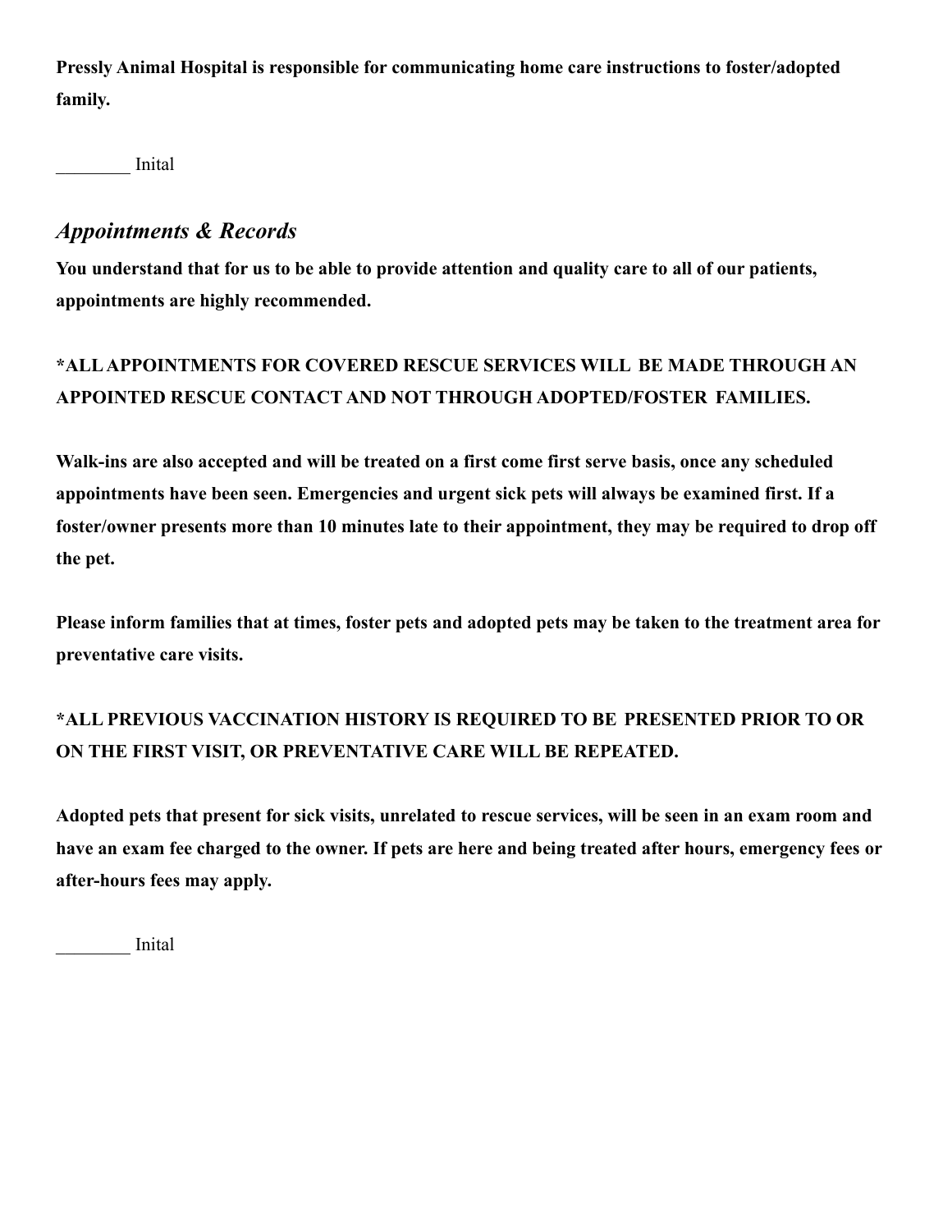**Pressly Animal Hospital is responsible for communicating home care instructions to foster/adopted family.**

________ Inital

## *Appointments & Records*

**You understand that for us to be able to provide attention and quality care to all of our patients, appointments are highly recommended.**

**\*ALL APPOINTMENTS FOR COVERED RESCUE SERVICES WILL BE MADE THROUGH AN APPOINTED RESCUE CONTACT AND NOT THROUGH ADOPTED/FOSTER FAMILIES.**

**Walk-ins are also accepted and will be treated on a first come first serve basis, once any scheduled appointments have been seen. Emergencies and urgent sick pets will always be examined first. If a foster/owner presents more than 10 minutes late to their appointment, they may be required to drop off the pet.**

**Please inform families that at times, foster pets and adopted pets may be taken to the treatment area for preventative care visits.**

**\*ALL PREVIOUS VACCINATION HISTORY IS REQUIRED TO BE PRESENTED PRIOR TO OR ON THE FIRST VISIT, OR PREVENTATIVE CARE WILL BE REPEATED.**

**Adopted pets that present for sick visits, unrelated to rescue services, will be seen in an exam room and have an exam fee charged to the owner. If pets are here and being treated after hours, emergency fees or after-hours fees may apply.**

________ Inital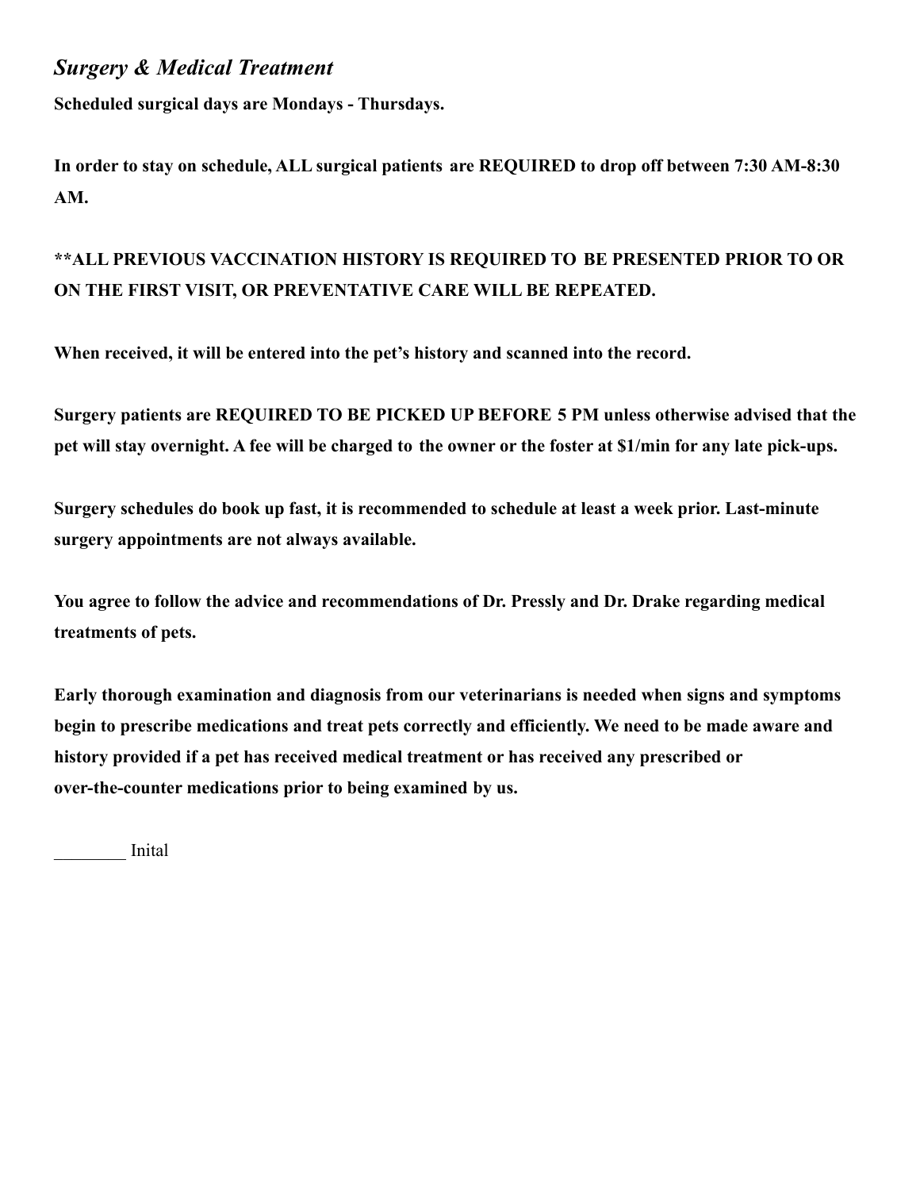## *Surgery & Medical Treatment*

**Scheduled surgical days are Mondays - Thursdays.**

**In order to stay on schedule, ALL surgical patients are REQUIRED to drop off between 7:30 AM-8:30 AM.**

**\*\*ALL PREVIOUS VACCINATION HISTORY IS REQUIRED TO BE PRESENTED PRIOR TO OR ON THE FIRST VISIT, OR PREVENTATIVE CARE WILL BE REPEATED.**

**When received, it will be entered into the pet's history and scanned into the record.**

**Surgery patients are REQUIRED TO BE PICKED UP BEFORE 5 PM unless otherwise advised that the pet will stay overnight. A fee will be charged to the owner or the foster at $1/min for any late pick-ups.**

**Surgery schedules do book up fast, it is recommended to schedule at least a week prior. Last-minute surgery appointments are not always available.**

**You agree to follow the advice and recommendations of Dr. Pressly and Dr. Drake regarding medical treatments of pets.**

**Early thorough examination and diagnosis from our veterinarians is needed when signs and symptoms begin to prescribe medications and treat pets correctly and efficiently. We need to be made aware and history provided if a pet has received medical treatment or has received any prescribed or over-the-counter medications prior to being examined by us.**

________ Inital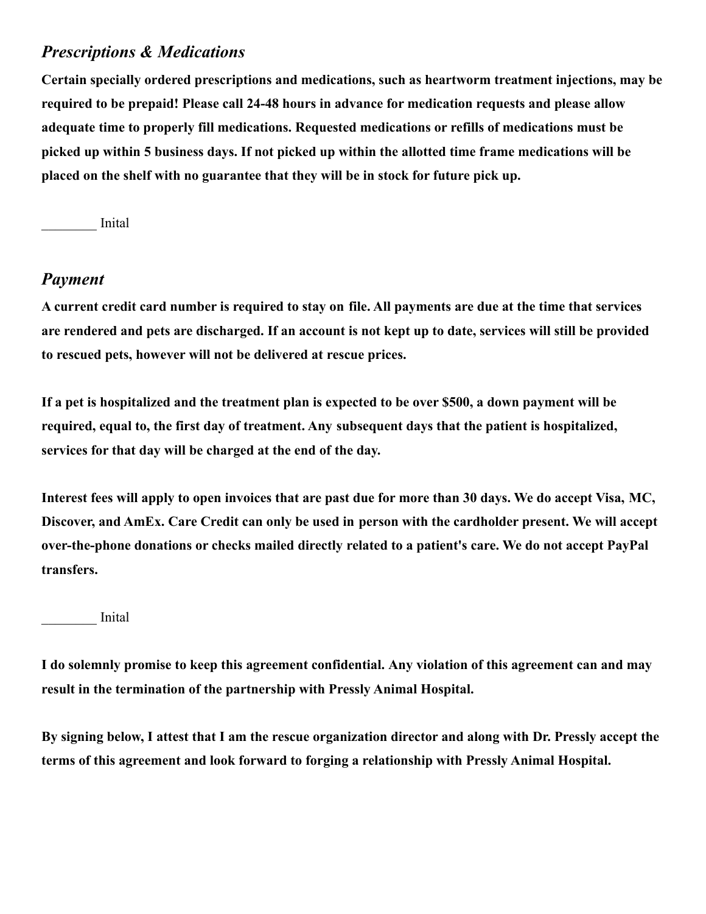## *Prescriptions & Medications*

**Certain specially ordered prescriptions and medications, such as heartworm treatment injections, may be required to be prepaid! Please call 24-48 hours in advance for medication requests and please allow adequate time to properly fill medications. Requested medications or refills of medications must be picked up within 5 business days. If not picked up within the allotted time frame medications will be placed on the shelf with no guarantee that they will be in stock for future pick up.**

________ Inital

## *Payment*

**A current credit card number is required to stay on file. All payments are due at the time that services are rendered and pets are discharged. If an account is not kept up to date, services will still be provided to rescued pets, however will not be delivered at rescue prices.**

**If a pet is hospitalized and the treatment plan is expected to be over $500, a down payment will be required, equal to, the first day of treatment. Any subsequent days that the patient is hospitalized, services for that day will be charged at the end of the day.**

**Interest fees will apply to open invoices that are past due for more than 30 days. We do accept Visa, MC, Discover, and AmEx. Care Credit can only be used in person with the cardholder present. We will accept over-the-phone donations or checks mailed directly related to a patient's care. We do not accept PayPal transfers.**

________ Inital

**I do solemnly promise to keep this agreement confidential. Any violation of this agreement can and may result in the termination of the partnership with Pressly Animal Hospital.**

**By signing below, I attest that I am the rescue organization director and along with Dr. Pressly accept the terms of this agreement and look forward to forging a relationship with Pressly Animal Hospital.**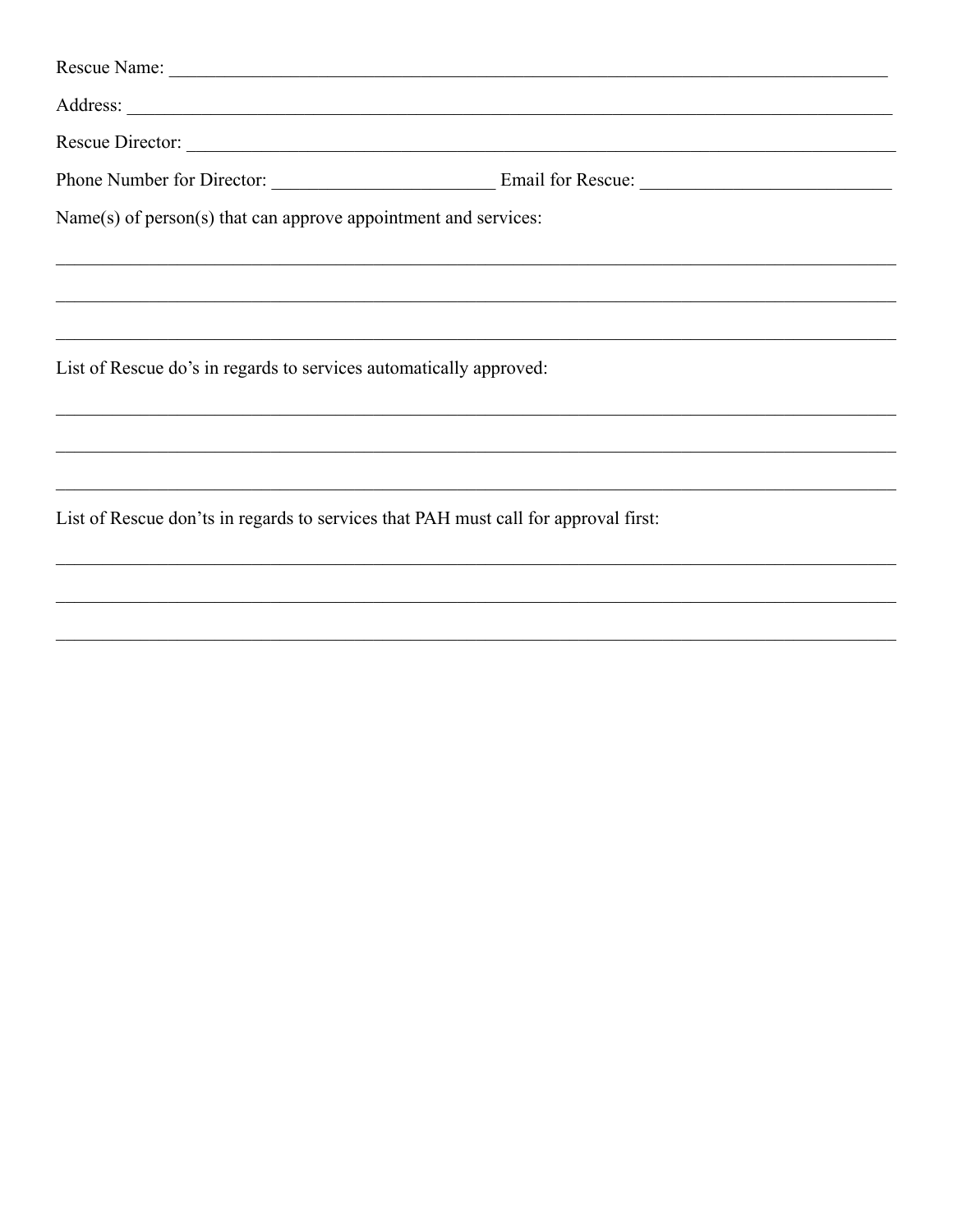Rescue Name: ______________________________________________________________________________

Address: _________________________________________________________________________________

Rescue Director: ___________________________________________________________________________

Phone Number for Director: ________________________ Email for Rescue: ___________________________

Name(s) of person(s) that can approve appointment and services:

______________________________________________________________________________________________

______________________________________________________________________________________________

______________________________________________________________________________________________

List of Rescue do's in regards to services automatically approved:

______________________________________________________________________________________________

______________________________________________________________________________________________

______________________________________________________________________________________________

List of Rescue don'ts in regards to services that PAH must call for approval first:

______________________________________________________________________________________________

______________________________________________________________________________________________

______________________________________________________________________________________________